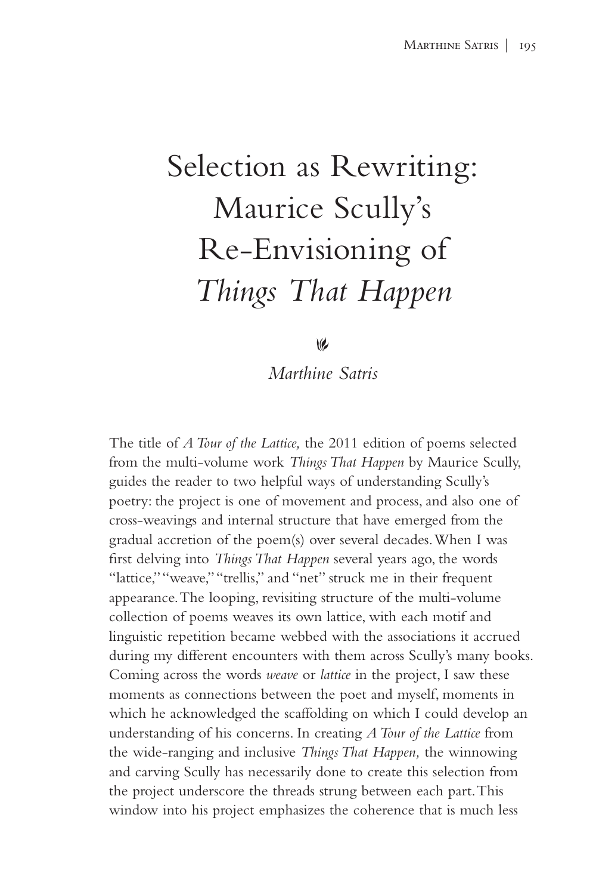# Selection as Rewriting: Maurice Scully's Re-Envisioning of *Things That Happen*

*Marthine Satris*

The title of *A Tour of the Lattice,* the 2011 edition of poems selected from the multi-volume work *Things That Happen* by Maurice Scully, guides the reader to two helpful ways of understanding Scully's poetry: the project is one of movement and process, and also one of cross-weavings and internal structure that have emerged from the gradual accretion of the poem(s) over several decades. When I was first delving into *Things That Happen* several years ago, the words "lattice," "weave," "trellis," and "net" struck me in their frequent appearance. The looping, revisiting structure of the multi-volume collection of poems weaves its own lattice, with each motif and linguistic repetition became webbed with the associations it accrued during my different encounters with them across Scully's many books. Coming across the words *weave* or *lattice* in the project, I saw these moments as connections between the poet and myself, moments in which he acknowledged the scaffolding on which I could develop an understanding of his concerns. In creating *A Tour of the Lattice* from the wide-ranging and inclusive *Things That Happen,* the winnowing and carving Scully has necessarily done to create this selection from the project underscore the threads strung between each part. This window into his project emphasizes the coherence that is much less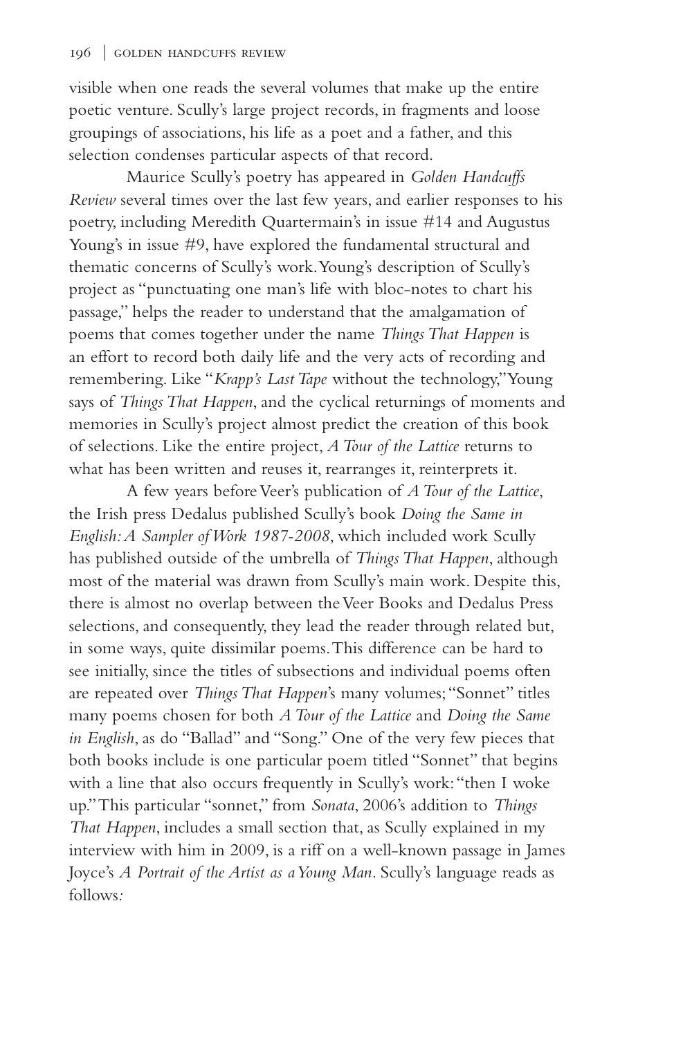visible when one reads the several volumes that make up the entire poetic venture. Scully's large project records, in fragments and loose groupings of associations, his life as a poet and a father, and this selection condenses particular aspects of that record.

Maurice Scully's poetry has appeared in *Golden Handcuffs Review* several times over the last few years, and earlier responses to his poetry, including Meredith Quartermain's in issue #14 and Augustus Young's in issue #9, have explored the fundamental structural and thematic concerns of Scully's work. Young's description of Scully's project as "punctuating one man's life with bloc-notes to chart his passage," helps the reader to understand that the amalgamation of poems that comes together under the name *Things That Happen* is an effort to record both daily life and the very acts of recording and remembering. Like "*Krapp's Last Tape* without the technology," Young says of *Things That Happen*, and the cyclical returnings of moments and memories in Scully's project almost predict the creation of this book of selections. Like the entire project, *A Tour of the Lattice* returns to what has been written and reuses it, rearranges it, reinterprets it.

A few years before Veer's publication of *A Tour of the Lattice*, the Irish press Dedalus published Scully's book *Doing the Same in English: A Sampler of Work 1987-2008*, which included work Scully has published outside of the umbrella of *Things That Happen*, although most of the material was drawn from Scully's main work. Despite this, there is almost no overlap between the Veer Books and Dedalus Press selections, and consequently, they lead the reader through related but, in some ways, quite dissimilar poems. This difference can be hard to see initially, since the titles of subsections and individual poems often are repeated over *Things That Happen*'s many volumes; "Sonnet" titles many poems chosen for both *A Tour of the Lattice* and *Doing the Same in English*, as do "Ballad" and "Song." One of the very few pieces that both books include is one particular poem titled "Sonnet" that begins with a line that also occurs frequently in Scully's work: "then I woke up." This particular "sonnet," from *Sonata*, 2006's addition to *Things That Happen*, includes a small section that, as Scully explained in my interview with him in 2009, is a riff on a well-known passage in James Joyce's *A Portrait of the Artist as a Young Man*. Scully's language reads as follows: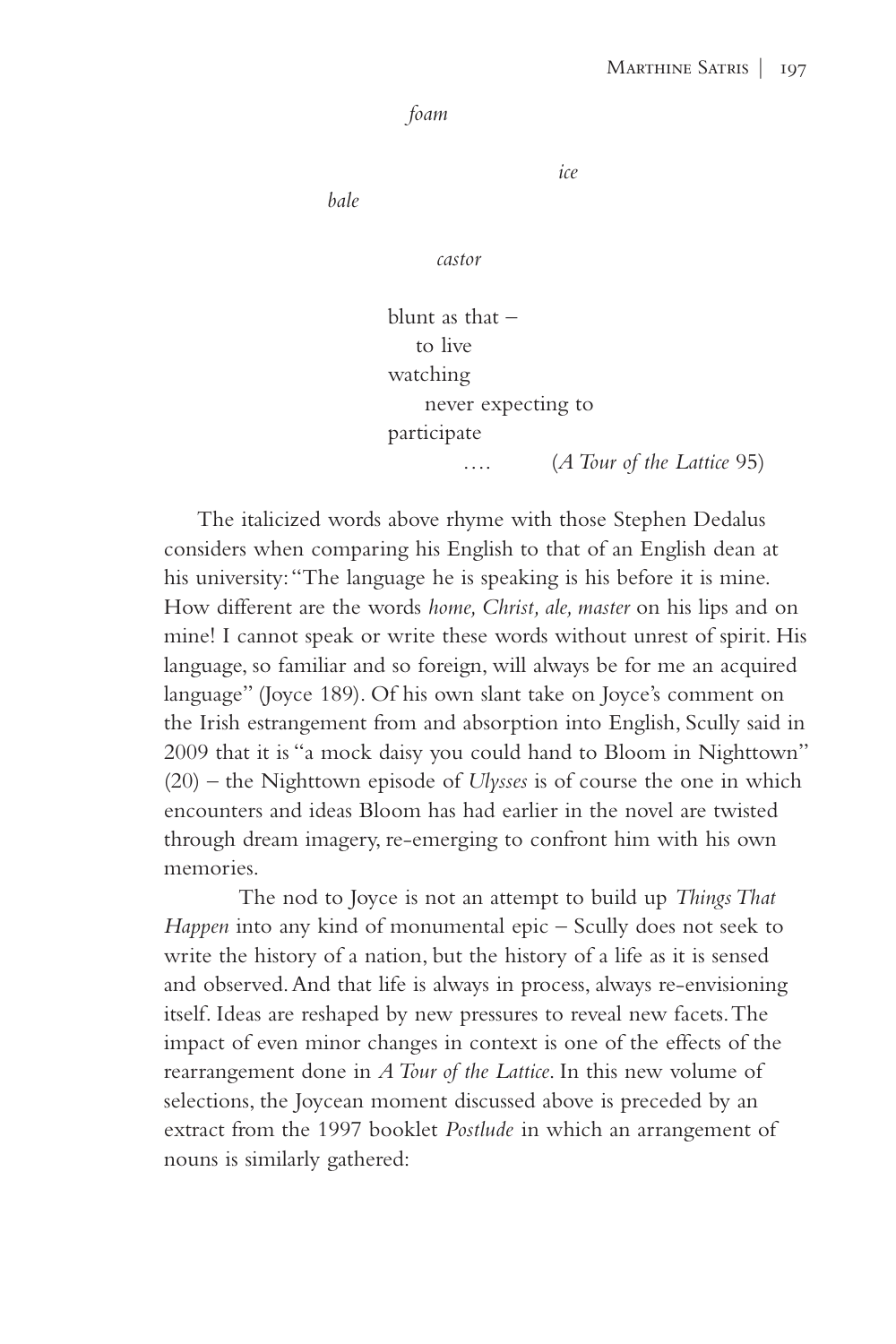*foam*

*ice*

*bale*

*castor*

blunt as that –
to live
watching
never expecting to
participate
…. (*A Tour of the Lattice* 95)

The italicized words above rhyme with those Stephen Dedalus considers when comparing his English to that of an English dean at his university: "The language he is speaking is his before it is mine. How different are the words *home, Christ, ale, master* on his lips and on mine! I cannot speak or write these words without unrest of spirit. His language, so familiar and so foreign, will always be for me an acquired language" (Joyce 189). Of his own slant take on Joyce's comment on the Irish estrangement from and absorption into English, Scully said in 2009 that it is "a mock daisy you could hand to Bloom in Nighttown" (20) – the Nighttown episode of *Ulysses* is of course the one in which encounters and ideas Bloom has had earlier in the novel are twisted through dream imagery, re-emerging to confront him with his own memories.

The nod to Joyce is not an attempt to build up *Things That Happen* into any kind of monumental epic – Scully does not seek to write the history of a nation, but the history of a life as it is sensed and observed. And that life is always in process, always re-envisioning itself. Ideas are reshaped by new pressures to reveal new facets. The impact of even minor changes in context is one of the effects of the rearrangement done in *A Tour of the Lattice*. In this new volume of selections, the Joycean moment discussed above is preceded by an extract from the 1997 booklet *Postlude* in which an arrangement of nouns is similarly gathered: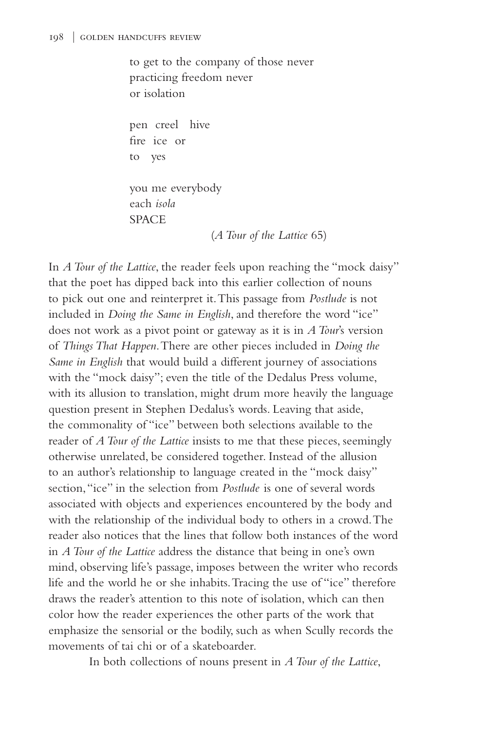to get to the company of those never
practicing freedom never
or isolation

pen  creel   hive
fire  ice  or
to   yes

you me everybody
each *isola*
SPACE

(*A Tour of the Lattice* 65)

In *A Tour of the Lattice*, the reader feels upon reaching the "mock daisy" that the poet has dipped back into this earlier collection of nouns to pick out one and reinterpret it. This passage from *Postlude* is not included in *Doing the Same in English*, and therefore the word "ice" does not work as a pivot point or gateway as it is in *A Tour*'s version of *Things That Happen*. There are other pieces included in *Doing the Same in English* that would build a different journey of associations with the "mock daisy"; even the title of the Dedalus Press volume, with its allusion to translation, might drum more heavily the language question present in Stephen Dedalus's words. Leaving that aside, the commonality of "ice" between both selections available to the reader of *A Tour of the Lattice* insists to me that these pieces, seemingly otherwise unrelated, be considered together. Instead of the allusion to an author's relationship to language created in the "mock daisy" section, "ice" in the selection from *Postlude* is one of several words associated with objects and experiences encountered by the body and with the relationship of the individual body to others in a crowd. The reader also notices that the lines that follow both instances of the word in *A Tour of the Lattice* address the distance that being in one's own mind, observing life's passage, imposes between the writer who records life and the world he or she inhabits. Tracing the use of "ice" therefore draws the reader's attention to this note of isolation, which can then color how the reader experiences the other parts of the work that emphasize the sensorial or the bodily, such as when Scully records the movements of tai chi or of a skateboarder.

In both collections of nouns present in *A Tour of the Lattice*,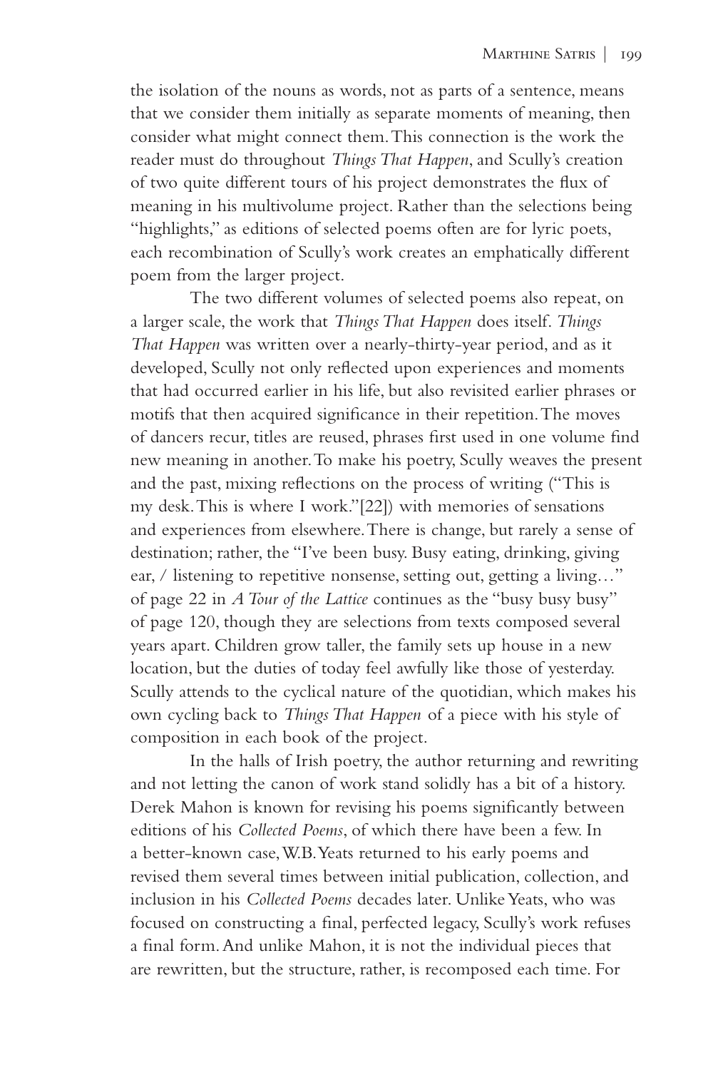the isolation of the nouns as words, not as parts of a sentence, means that we consider them initially as separate moments of meaning, then consider what might connect them. This connection is the work the reader must do throughout *Things That Happen*, and Scully's creation of two quite different tours of his project demonstrates the flux of meaning in his multivolume project. Rather than the selections being "highlights," as editions of selected poems often are for lyric poets, each recombination of Scully's work creates an emphatically different poem from the larger project.

The two different volumes of selected poems also repeat, on a larger scale, the work that *Things That Happen* does itself. *Things That Happen* was written over a nearly-thirty-year period, and as it developed, Scully not only reflected upon experiences and moments that had occurred earlier in his life, but also revisited earlier phrases or motifs that then acquired significance in their repetition. The moves of dancers recur, titles are reused, phrases first used in one volume find new meaning in another. To make his poetry, Scully weaves the present and the past, mixing reflections on the process of writing ("This is my desk. This is where I work."[22]) with memories of sensations and experiences from elsewhere. There is change, but rarely a sense of destination; rather, the "I've been busy. Busy eating, drinking, giving ear, / listening to repetitive nonsense, setting out, getting a living…" of page 22 in *A Tour of the Lattice* continues as the "busy busy busy" of page 120, though they are selections from texts composed several years apart. Children grow taller, the family sets up house in a new location, but the duties of today feel awfully like those of yesterday. Scully attends to the cyclical nature of the quotidian, which makes his own cycling back to *Things That Happen* of a piece with his style of composition in each book of the project.

In the halls of Irish poetry, the author returning and rewriting and not letting the canon of work stand solidly has a bit of a history. Derek Mahon is known for revising his poems significantly between editions of his *Collected Poems*, of which there have been a few. In a better-known case, W.B. Yeats returned to his early poems and revised them several times between initial publication, collection, and inclusion in his *Collected Poems* decades later. Unlike Yeats, who was focused on constructing a final, perfected legacy, Scully's work refuses a final form. And unlike Mahon, it is not the individual pieces that are rewritten, but the structure, rather, is recomposed each time. For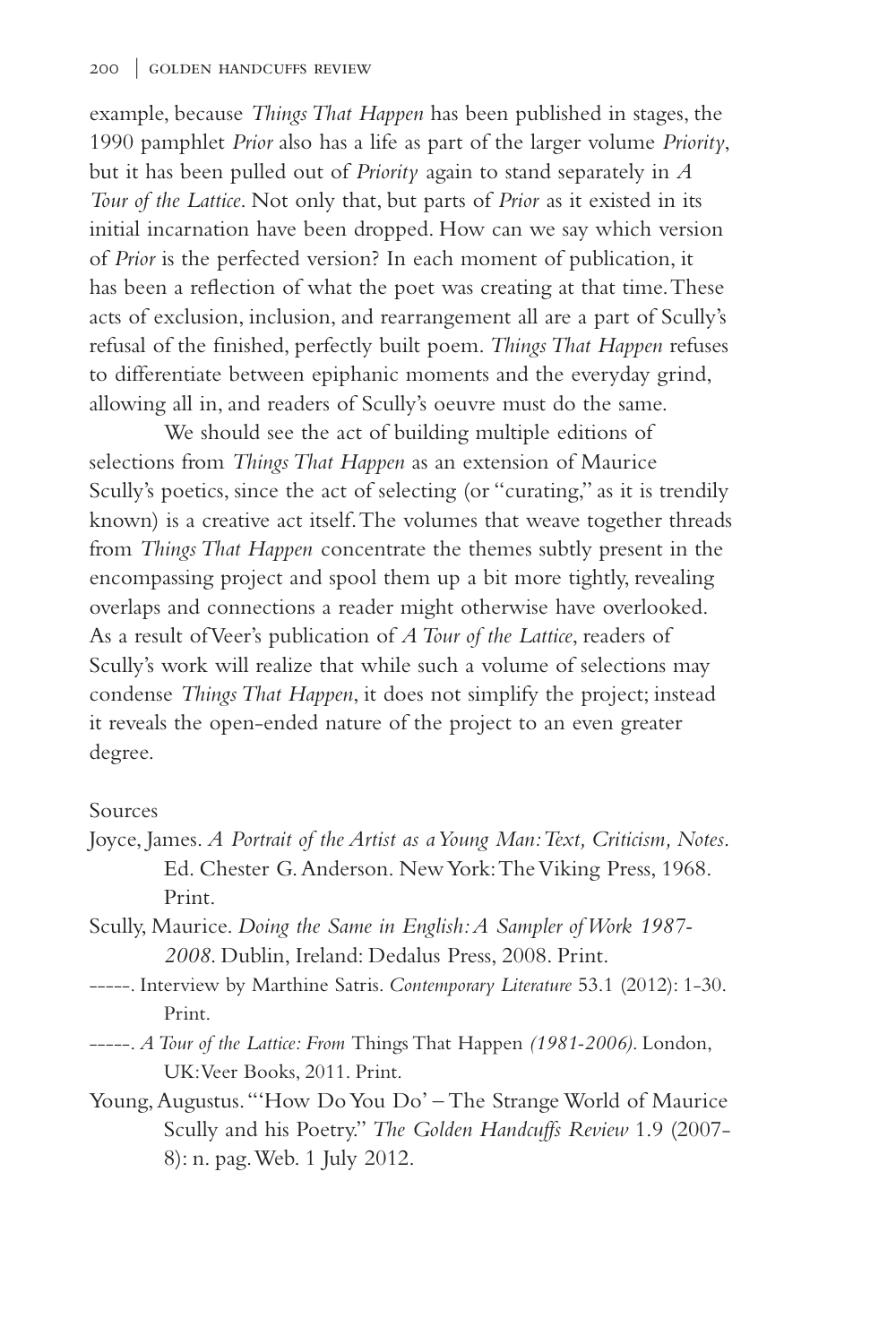example, because *Things That Happen* has been published in stages, the 1990 pamphlet *Prior* also has a life as part of the larger volume *Priority*, but it has been pulled out of *Priority* again to stand separately in *A Tour of the Lattice*. Not only that, but parts of *Prior* as it existed in its initial incarnation have been dropped. How can we say which version of *Prior* is the perfected version? In each moment of publication, it has been a reflection of what the poet was creating at that time. These acts of exclusion, inclusion, and rearrangement all are a part of Scully's refusal of the finished, perfectly built poem. *Things That Happen* refuses to differentiate between epiphanic moments and the everyday grind, allowing all in, and readers of Scully's oeuvre must do the same.

We should see the act of building multiple editions of selections from *Things That Happen* as an extension of Maurice Scully's poetics, since the act of selecting (or "curating," as it is trendily known) is a creative act itself. The volumes that weave together threads from *Things That Happen* concentrate the themes subtly present in the encompassing project and spool them up a bit more tightly, revealing overlaps and connections a reader might otherwise have overlooked. As a result of Veer's publication of *A Tour of the Lattice*, readers of Scully's work will realize that while such a volume of selections may condense *Things That Happen*, it does not simplify the project; instead it reveals the open-ended nature of the project to an even greater degree.

Sources

Joyce, James. *A Portrait of the Artist as a Young Man: Text, Criticism, Notes*. Ed. Chester G. Anderson. New York: The Viking Press, 1968. Print.

Scully, Maurice. *Doing the Same in English: A Sampler of Work 1987-2008*. Dublin, Ireland: Dedalus Press, 2008. Print.

-----. Interview by Marthine Satris. *Contemporary Literature* 53.1 (2012): 1-30. Print.

-----. *A Tour of the Lattice: From* Things That Happen *(1981-2006)*. London, UK: Veer Books, 2011. Print.

Young, Augustus. "'How Do You Do' – The Strange World of Maurice Scully and his Poetry." *The Golden Handcuffs Review* 1.9 (2007-8): n. pag. Web. 1 July 2012.